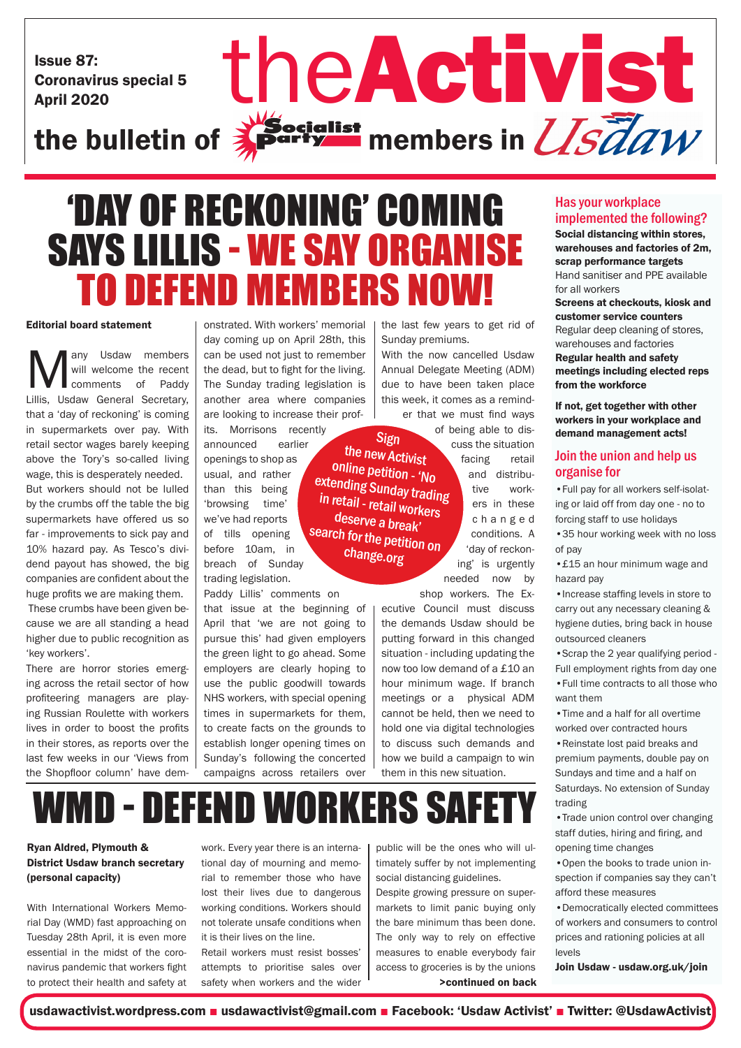Issue 87:
Coronavirus special 5
April 2020

# theActivist

**the bulletin of Socialist Party members in Usdaw**

# 'DAY OF RECKONING' COMING SAYS LILLIS - WE SAY ORGANISE TO DEFEND MEMBERS NOW!

**Editorial board statement**

Many Usdaw members will welcome the recent comments of Paddy Lillis, Usdaw General Secretary, that a 'day of reckoning' is coming in supermarkets over pay. With retail sector wages barely keeping above the Tory's so-called living wage, this is desperately needed.

But workers should not be lulled by the crumbs off the table the big supermarkets have offered us so far - improvements to sick pay and 10% hazard pay. As Tesco's dividend payout has showed, the big companies are confident about the huge profits we are making them.

These crumbs have been given because we are all standing a head higher due to public recognition as 'key workers'.

There are horror stories emerging across the retail sector of how profiteering managers are playing Russian Roulette with workers lives in order to boost the profits in their stores, as reports over the last few weeks in our 'Views from the Shopfloor column' have demonstrated. With workers' memorial day coming up on April 28th, this can be used not just to remember the dead, but to fight for the living.

The Sunday trading legislation is another area where companies are looking to increase their profits. Morrisons recently announced earlier openings to shop as usual, and rather than this being 'browsing time' we've had reports of tills opening before 10am, in breach of Sunday trading legislation.

Paddy Lillis' comments on that issue at the beginning of April that 'we are not going to pursue this' had given employers the green light to go ahead. Some employers are clearly hoping to use the public goodwill towards NHS workers, with special opening times in supermarkets for them, to create facts on the grounds to establish longer opening times on Sunday's following the concerted campaigns across retailers over the last few years to get rid of Sunday premiums.

With the now cancelled Usdaw Annual Delegate Meeting (ADM) due to have been taken place this week, it comes as a reminder that we must find ways of being able to discuss the situation facing retail and distributive workers in these changed conditions. A 'day of reckoning' is urgently needed now by shop workers. The Executive Council must discuss the demands Usdaw should be putting forward in this changed situation - including updating the now too low demand of a £10 an hour minimum wage. If branch meetings or a physical ADM cannot be held, then we need to hold one via digital technologies to discuss such demands and how we build a campaign to win them in this new situation.

**Sign the new Activist online petition - 'No extending Sunday trading in retail - retail workers deserve a break' search for the petition on change.org**

# WMD - DEFEND WORKERS SAFETY

**Ryan Aldred, Plymouth & District Usdaw branch secretary (personal capacity)**

With International Workers Memorial Day (WMD) fast approaching on Tuesday 28th April, it is even more essential in the midst of the coronavirus pandemic that workers fight to protect their health and safety at work. Every year there is an international day of mourning and memorial to remember those who have lost their lives due to dangerous working conditions. Workers should not tolerate unsafe conditions when it is their lives on the line.

Retail workers must resist bosses' attempts to prioritise sales over safety when workers and the wider public will be the ones who will ultimately suffer by not implementing social distancing guidelines.

Despite growing pressure on supermarkets to limit panic buying only the bare minimum thas been done. The only way to rely on effective measures to enable everybody fair access to groceries is by the unions

**>continued on back**

## Has your workplace implemented the following?

**Social distancing within stores, warehouses and factories of 2m, scrap performance targets**

Hand sanitiser and PPE available for all workers

**Screens at checkouts, kiosk and customer service counters**

Regular deep cleaning of stores, warehouses and factories

**Regular health and safety meetings including elected reps from the workforce**

**If not, get together with other workers in your workplace and demand management acts!**

## Join the union and help us organise for

- Full pay for all workers self-isolating or laid off from day one - no to forcing staff to use holidays
- 35 hour working week with no loss of pay
- £15 an hour minimum wage and hazard pay
- Increase staffing levels in store to carry out any necessary cleaning & hygiene duties, bring back in house outsourced cleaners
- Scrap the 2 year qualifying period - Full employment rights from day one
- Full time contracts to all those who want them
- Time and a half for all overtime worked over contracted hours
- Reinstate lost paid breaks and premium payments, double pay on Sundays and time and a half on Saturdays. No extension of Sunday trading
- Trade union control over changing staff duties, hiring and firing, and opening time changes
- Open the books to trade union inspection if companies say they can't afford these measures
- Democratically elected committees of workers and consumers to control prices and rationing policies at all levels

**Join Usdaw - usdaw.org.uk/join**

**usdawactivist.wordpress.com ■ usdawactivist@gmail.com ■ Facebook: 'Usdaw Activist' ■ Twitter: @UsdawActivist**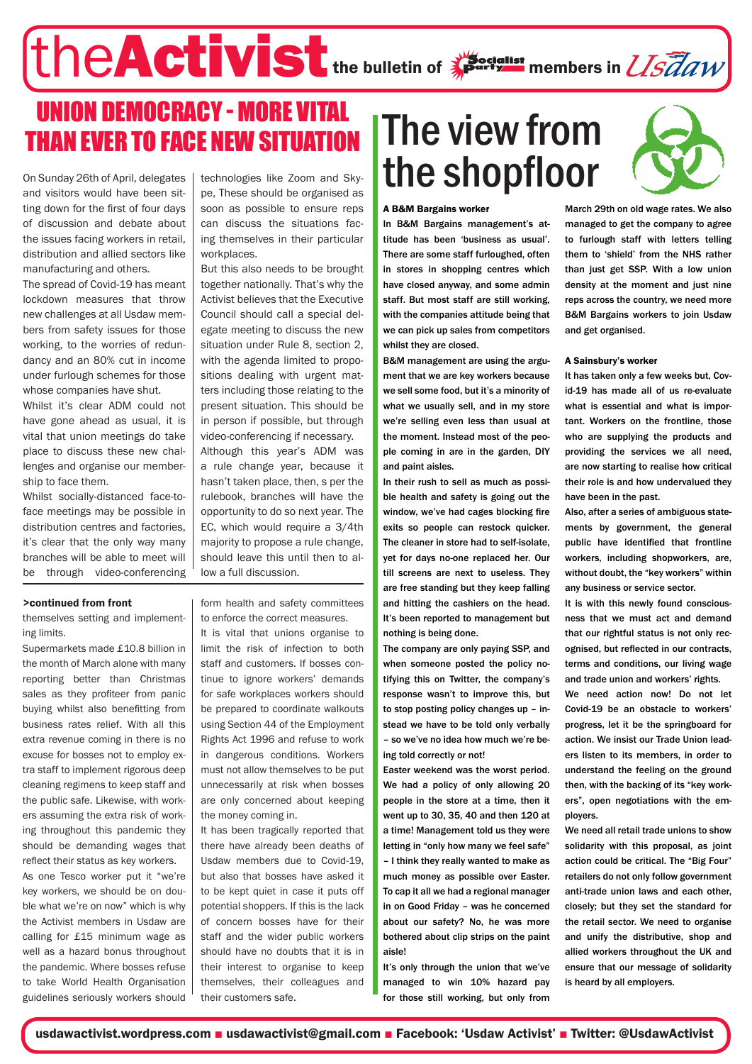# theActivist the bulletin of Socialist Party members in Usdaw

## UNION DEMOCRACY - MORE VITAL THAN EVER TO FACE NEW SITUATION

On Sunday 26th of April, delegates and visitors would have been sitting down for the first of four days of discussion and debate about the issues facing workers in retail, distribution and allied sectors like manufacturing and others.

The spread of Covid-19 has meant lockdown measures that throw new challenges at all Usdaw members from safety issues for those working, to the worries of redundancy and an 80% cut in income under furlough schemes for those whose companies have shut.

Whilst it's clear ADM could not have gone ahead as usual, it is vital that union meetings do take place to discuss these new challenges and organise our membership to face them.

Whilst socially-distanced face-to-face meetings may be possible in distribution centres and factories, it's clear that the only way many branches will be able to meet will be through video-conferencing technologies like Zoom and Skype, These should be organised as soon as possible to ensure reps can discuss the situations facing themselves in their particular workplaces.

But this also needs to be brought together nationally. That's why the Activist believes that the Executive Council should call a special delegate meeting to discuss the new situation under Rule 8, section 2, with the agenda limited to propositions dealing with urgent matters including those relating to the present situation. This should be in person if possible, but through video-conferencing if necessary.

Although this year's ADM was a rule change year, because it hasn't taken place, then, s per the rulebook, branches will have the opportunity to do so next year. The EC, which would require a 3/4th majority to propose a rule change, should leave this until then to allow a full discussion.

**>continued from front**

themselves setting and implementing limits.

Supermarkets made £10.8 billion in the month of March alone with many reporting better than Christmas sales as they profiteer from panic buying whilst also benefitting from business rates relief. With all this extra revenue coming in there is no excuse for bosses not to employ extra staff to implement rigorous deep cleaning regimens to keep staff and the public safe. Likewise, with workers assuming the extra risk of working throughout this pandemic they should be demanding wages that reflect their status as key workers.

As one Tesco worker put it "we're key workers, we should be on double what we're on now" which is why the Activist members in Usdaw are calling for £15 minimum wage as well as a hazard bonus throughout the pandemic. Where bosses refuse to take World Health Organisation guidelines seriously workers should form health and safety committees to enforce the correct measures.

It is vital that unions organise to limit the risk of infection to both staff and customers. If bosses continue to ignore workers' demands for safe workplaces workers should be prepared to coordinate walkouts using Section 44 of the Employment Rights Act 1996 and refuse to work in dangerous conditions. Workers must not allow themselves to be put unnecessarily at risk when bosses are only concerned about keeping the money coming in.

It has been tragically reported that there have already been deaths of Usdaw members due to Covid-19, but also that bosses have asked it to be kept quiet in case it puts off potential shoppers. If this is the lack of concern bosses have for their staff and the wider public workers should have no doubts that it is in their interest to organise to keep themselves, their colleagues and their customers safe.

## The view from the shopfloor

**A B&M Bargains worker**

**In B&M Bargains management's attitude has been 'business as usual'. There are some staff furloughed, often in stores in shopping centres which have closed anyway, and some admin staff. But most staff are still working, with the companies attitude being that we can pick up sales from competitors whilst they are closed.**

**B&M management are using the argument that we are key workers because we sell some food, but it's a minority of what we usually sell, and in my store we're selling even less than usual at the moment. Instead most of the people coming in are in the garden, DIY and paint aisles.**

**In their rush to sell as much as possible health and safety is going out the window, we've had cages blocking fire exits so people can restock quicker. The cleaner in store had to self-isolate, yet for days no-one replaced her. Our till screens are next to useless. They are free standing but they keep falling and hitting the cashiers on the head. It's been reported to management but nothing is being done.**

**The company are only paying SSP, and when someone posted the policy notifying this on Twitter, the company's response wasn't to improve this, but to stop posting policy changes up – instead we have to be told only verbally – so we've no idea how much we're being told correctly or not!**

**Easter weekend was the worst period. We had a policy of only allowing 20 people in the store at a time, then it went up to 30, 35, 40 and then 120 at a time! Management told us they were letting in "only how many we feel safe" – I think they really wanted to make as much money as possible over Easter. To cap it all we had a regional manager in on Good Friday – was he concerned about our safety? No, he was more bothered about clip strips on the paint aisle!**

**It's only through the union that we've managed to win 10% hazard pay for those still working, but only from March 29th on old wage rates. We also managed to get the company to agree to furlough staff with letters telling them to 'shield' from the NHS rather than just get SSP. With a low union density at the moment and just nine reps across the country, we need more B&M Bargains workers to join Usdaw and get organised.**

**A Sainsbury's worker**

**It has taken only a few weeks but, Covid-19 has made all of us re-evaluate what is essential and what is important. Workers on the frontline, those who are supplying the products and providing the services we all need, are now starting to realise how critical their role is and how undervalued they have been in the past.**

**Also, after a series of ambiguous statements by government, the general public have identified that frontline workers, including shopworkers, are, without doubt, the "key workers" within any business or service sector.**

**It is with this newly found consciousness that we must act and demand that our rightful status is not only recognised, but reflected in our contracts, terms and conditions, our living wage and trade union and workers' rights.**

**We need action now! Do not let Covid-19 be an obstacle to workers' progress, let it be the springboard for action. We insist our Trade Union leaders listen to its members, in order to understand the feeling on the ground then, with the backing of its "key workers", open negotiations with the employers.**

**We need all retail trade unions to show solidarity with this proposal, as joint action could be critical. The "Big Four" retailers do not only follow government anti-trade union laws and each other, closely; but they set the standard for the retail sector. We need to organise and unify the distributive, shop and allied workers throughout the UK and ensure that our message of solidarity is heard by all employers.**

**usdawactivist.wordpress.com ■ usdawactivist@gmail.com ■ Facebook: 'Usdaw Activist' ■ Twitter: @UsdawActivist**